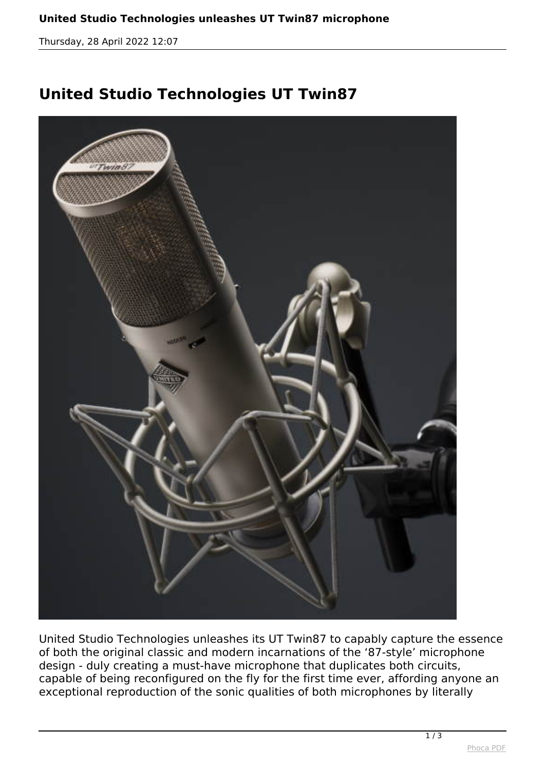# United Studio Technologies UT Twin87

United Studio Technologies unleashes its UT Twin87 to capably capture the essence of both the original classic and modern incarnations of the '87-style' microphone design - duly creating a must-have microphone that duplicates both circuits, capable of being reconfigured on the fly for the first time ever, affording anyone an exceptional reproduction of the sonic qualities of both microphones by literally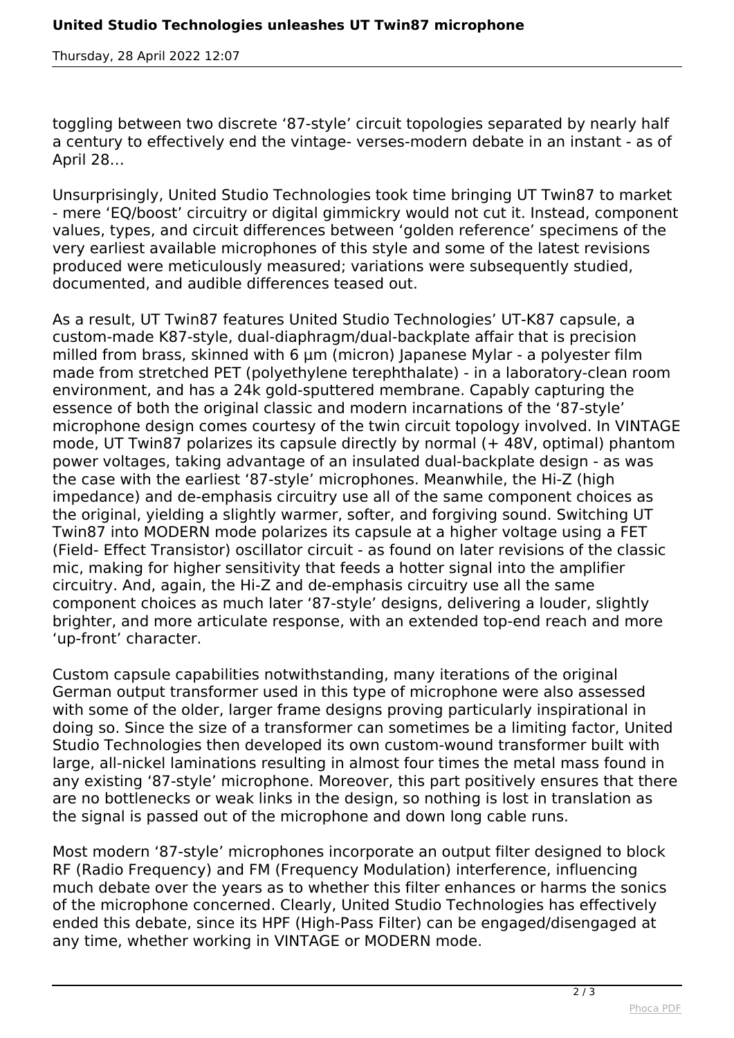toggling between two discrete ‘87-style’ circuit topologies separated by nearly half a century to effectively end the vintage- verses-modern debate in an instant - as of April 28…

Unsurprisingly, United Studio Technologies took time bringing UT Twin87 to market - mere ‘EQ/boost’ circuitry or digital gimmickry would not cut it. Instead, component values, types, and circuit differences between ‘golden reference’ specimens of the very earliest available microphones of this style and some of the latest revisions produced were meticulously measured; variations were subsequently studied, documented, and audible differences teased out.

As a result, UT Twin87 features United Studio Technologies’ UT-K87 capsule, a custom-made K87-style, dual-diaphragm/dual-backplate affair that is precision milled from brass, skinned with 6 µm (micron) Japanese Mylar - a polyester film made from stretched PET (polyethylene terephthalate) - in a laboratory-clean room environment, and has a 24k gold-sputtered membrane. Capably capturing the essence of both the original classic and modern incarnations of the ‘87-style’ microphone design comes courtesy of the twin circuit topology involved. In VINTAGE mode, UT Twin87 polarizes its capsule directly by normal (+ 48V, optimal) phantom power voltages, taking advantage of an insulated dual-backplate design - as was the case with the earliest ‘87-style’ microphones. Meanwhile, the Hi-Z (high impedance) and de-emphasis circuitry use all of the same component choices as the original, yielding a slightly warmer, softer, and forgiving sound. Switching UT Twin87 into MODERN mode polarizes its capsule at a higher voltage using a FET (Field- Effect Transistor) oscillator circuit - as found on later revisions of the classic mic, making for higher sensitivity that feeds a hotter signal into the amplifier circuitry. And, again, the Hi-Z and de-emphasis circuitry use all the same component choices as much later ‘87-style’ designs, delivering a louder, slightly brighter, and more articulate response, with an extended top-end reach and more ‘up-front’ character.

Custom capsule capabilities notwithstanding, many iterations of the original German output transformer used in this type of microphone were also assessed with some of the older, larger frame designs proving particularly inspirational in doing so. Since the size of a transformer can sometimes be a limiting factor, United Studio Technologies then developed its own custom-wound transformer built with large, all-nickel laminations resulting in almost four times the metal mass found in any existing ‘87-style’ microphone. Moreover, this part positively ensures that there are no bottlenecks or weak links in the design, so nothing is lost in translation as the signal is passed out of the microphone and down long cable runs.

Most modern ‘87-style’ microphones incorporate an output filter designed to block RF (Radio Frequency) and FM (Frequency Modulation) interference, influencing much debate over the years as to whether this filter enhances or harms the sonics of the microphone concerned. Clearly, United Studio Technologies has effectively ended this debate, since its HPF (High-Pass Filter) can be engaged/disengaged at any time, whether working in VINTAGE or MODERN mode.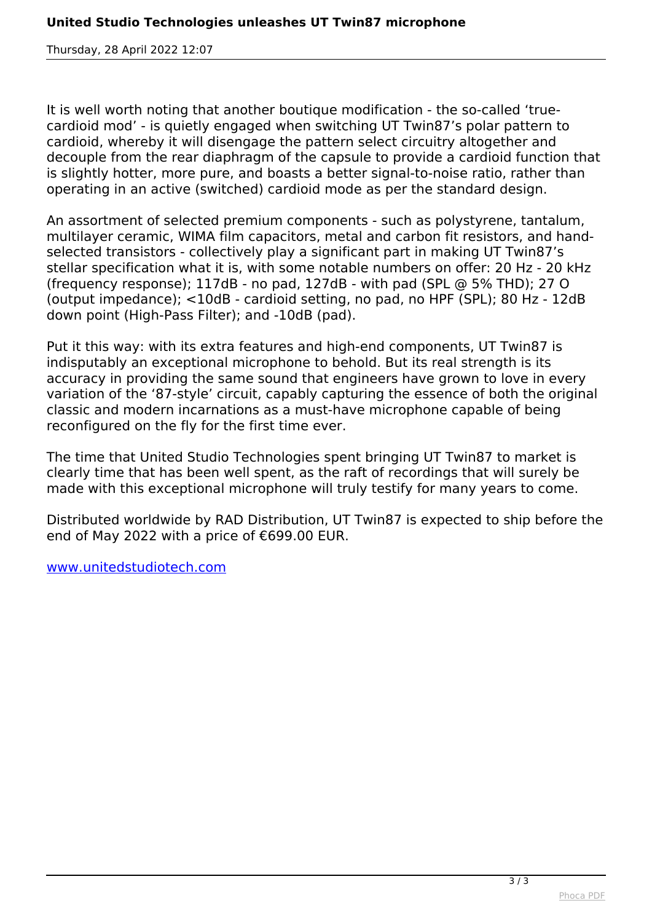It is well worth noting that another boutique modification - the so-called 'true-cardioid mod' - is quietly engaged when switching UT Twin87's polar pattern to cardioid, whereby it will disengage the pattern select circuitry altogether and decouple from the rear diaphragm of the capsule to provide a cardioid function that is slightly hotter, more pure, and boasts a better signal-to-noise ratio, rather than operating in an active (switched) cardioid mode as per the standard design.

An assortment of selected premium components - such as polystyrene, tantalum, multilayer ceramic, WIMA film capacitors, metal and carbon fit resistors, and hand-selected transistors - collectively play a significant part in making UT Twin87's stellar specification what it is, with some notable numbers on offer: 20 Hz - 20 kHz (frequency response); 117dB - no pad, 127dB - with pad (SPL @ 5% THD); 27 O (output impedance); <10dB - cardioid setting, no pad, no HPF (SPL); 80 Hz - 12dB down point (High-Pass Filter); and -10dB (pad).

Put it this way: with its extra features and high-end components, UT Twin87 is indisputably an exceptional microphone to behold. But its real strength is its accuracy in providing the same sound that engineers have grown to love in every variation of the '87-style' circuit, capably capturing the essence of both the original classic and modern incarnations as a must-have microphone capable of being reconfigured on the fly for the first time ever.

The time that United Studio Technologies spent bringing UT Twin87 to market is clearly time that has been well spent, as the raft of recordings that will surely be made with this exceptional microphone will truly testify for many years to come.

Distributed worldwide by RAD Distribution, UT Twin87 is expected to ship before the end of May 2022 with a price of €699.00 EUR.

[www.unitedstudiotech.com](http://www.unitedstudiotech.com)